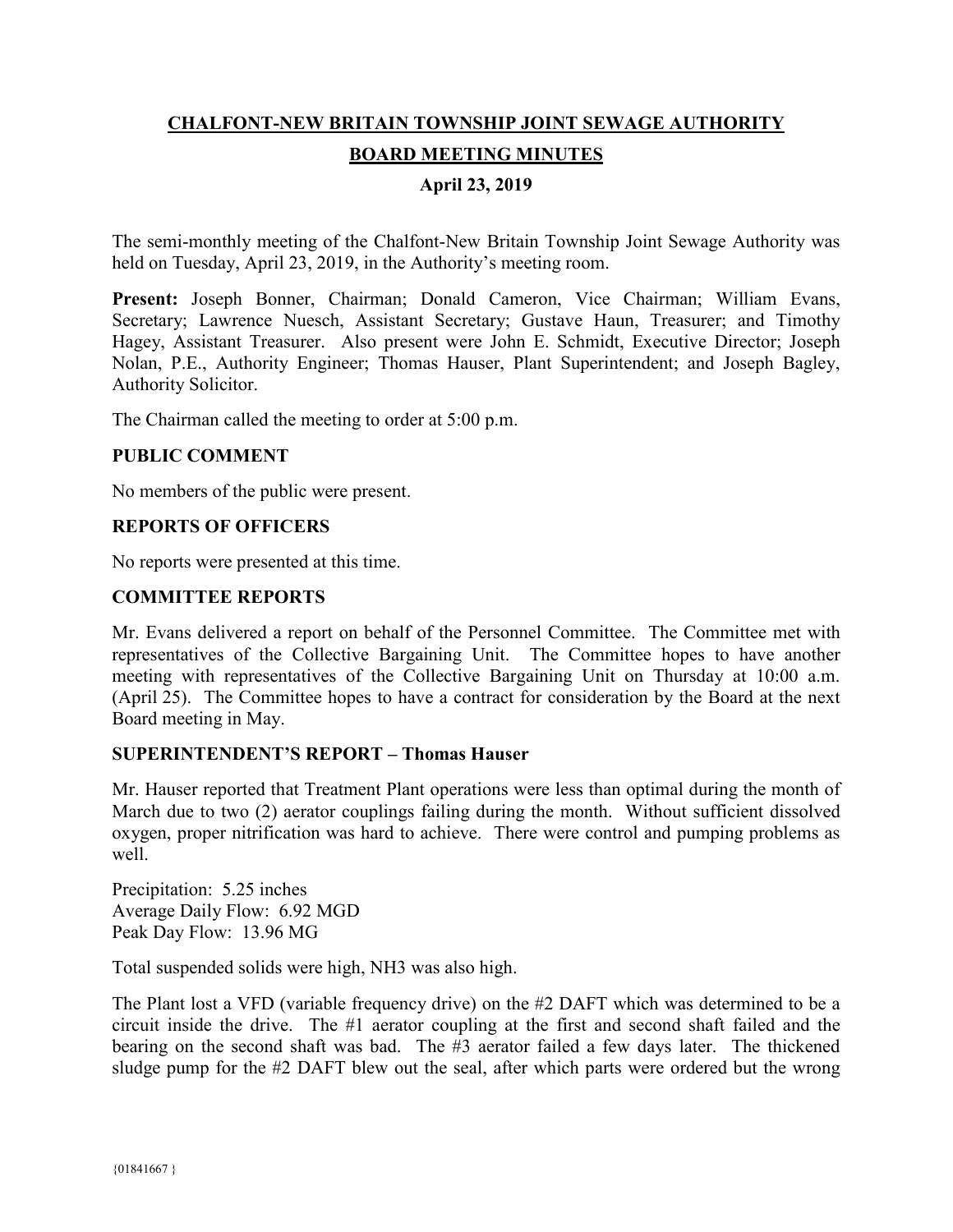# CHALFONT-NEW BRITAIN TOWNSHIP JOINT SEWAGE AUTHORITY

## BOARD MEETING MINUTES

### April 23, 2019

The semi-monthly meeting of the Chalfont-New Britain Township Joint Sewage Authority was held on Tuesday, April 23, 2019, in the Authority's meeting room.

**Present:** Joseph Bonner, Chairman; Donald Cameron, Vice Chairman; William Evans, Secretary; Lawrence Nuesch, Assistant Secretary; Gustave Haun, Treasurer; and Timothy Hagey, Assistant Treasurer. Also present were John E. Schmidt, Executive Director; Joseph Nolan, P.E., Authority Engineer; Thomas Hauser, Plant Superintendent; and Joseph Bagley, Authority Solicitor.

The Chairman called the meeting to order at 5:00 p.m.

### PUBLIC COMMENT

No members of the public were present.

### REPORTS OF OFFICERS

No reports were presented at this time.

### COMMITTEE REPORTS

Mr. Evans delivered a report on behalf of the Personnel Committee. The Committee met with representatives of the Collective Bargaining Unit. The Committee hopes to have another meeting with representatives of the Collective Bargaining Unit on Thursday at 10:00 a.m. (April 25). The Committee hopes to have a contract for consideration by the Board at the next Board meeting in May.

### SUPERINTENDENT'S REPORT – Thomas Hauser

Mr. Hauser reported that Treatment Plant operations were less than optimal during the month of March due to two (2) aerator couplings failing during the month. Without sufficient dissolved oxygen, proper nitrification was hard to achieve. There were control and pumping problems as well.

Precipitation: 5.25 inches
Average Daily Flow: 6.92 MGD
Peak Day Flow: 13.96 MG

Total suspended solids were high, $NH_3$ was also high.

The Plant lost a VFD (variable frequency drive) on the #2 DAFT which was determined to be a circuit inside the drive. The #1 aerator coupling at the first and second shaft failed and the bearing on the second shaft was bad. The #3 aerator failed a few days later. The thickened sludge pump for the #2 DAFT blew out the seal, after which parts were ordered but the wrong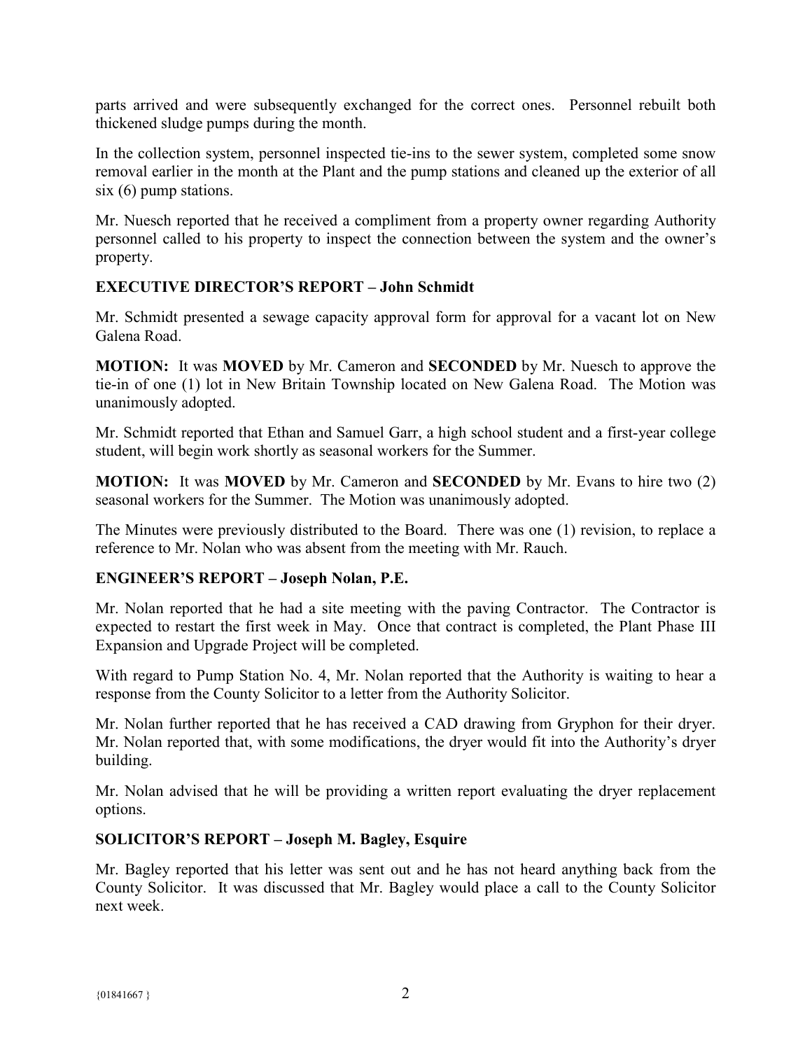parts arrived and were subsequently exchanged for the correct ones. Personnel rebuilt both thickened sludge pumps during the month.

In the collection system, personnel inspected tie-ins to the sewer system, completed some snow removal earlier in the month at the Plant and the pump stations and cleaned up the exterior of all six (6) pump stations.

Mr. Nuesch reported that he received a compliment from a property owner regarding Authority personnel called to his property to inspect the connection between the system and the owner's property.

## EXECUTIVE DIRECTOR'S REPORT – John Schmidt

Mr. Schmidt presented a sewage capacity approval form for approval for a vacant lot on New Galena Road.

**MOTION:** It was **MOVED** by Mr. Cameron and **SECONDED** by Mr. Nuesch to approve the tie-in of one (1) lot in New Britain Township located on New Galena Road. The Motion was unanimously adopted.

Mr. Schmidt reported that Ethan and Samuel Garr, a high school student and a first-year college student, will begin work shortly as seasonal workers for the Summer.

**MOTION:** It was **MOVED** by Mr. Cameron and **SECONDED** by Mr. Evans to hire two (2) seasonal workers for the Summer. The Motion was unanimously adopted.

The Minutes were previously distributed to the Board. There was one (1) revision, to replace a reference to Mr. Nolan who was absent from the meeting with Mr. Rauch.

## ENGINEER'S REPORT – Joseph Nolan, P.E.

Mr. Nolan reported that he had a site meeting with the paving Contractor. The Contractor is expected to restart the first week in May. Once that contract is completed, the Plant Phase III Expansion and Upgrade Project will be completed.

With regard to Pump Station No. 4, Mr. Nolan reported that the Authority is waiting to hear a response from the County Solicitor to a letter from the Authority Solicitor.

Mr. Nolan further reported that he has received a CAD drawing from Gryphon for their dryer. Mr. Nolan reported that, with some modifications, the dryer would fit into the Authority's dryer building.

Mr. Nolan advised that he will be providing a written report evaluating the dryer replacement options.

## SOLICITOR'S REPORT – Joseph M. Bagley, Esquire

Mr. Bagley reported that his letter was sent out and he has not heard anything back from the County Solicitor. It was discussed that Mr. Bagley would place a call to the County Solicitor next week.

{01841667 }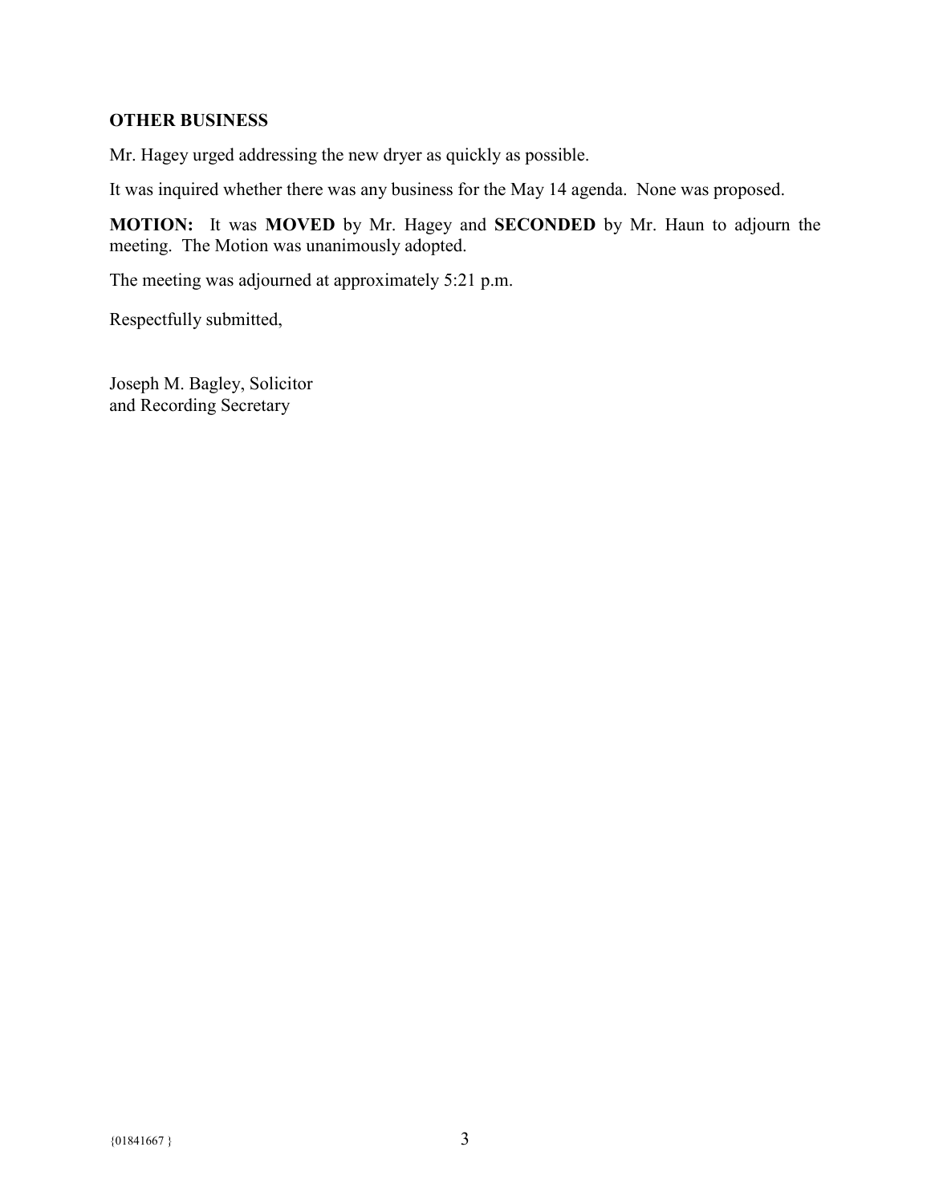**OTHER BUSINESS**

Mr. Hagey urged addressing the new dryer as quickly as possible.

It was inquired whether there was any business for the May 14 agenda. None was proposed.

**MOTION:** It was **MOVED** by Mr. Hagey and **SECONDED** by Mr. Haun to adjourn the meeting. The Motion was unanimously adopted.

The meeting was adjourned at approximately 5:21 p.m.

Respectfully submitted,

Joseph M. Bagley, Solicitor
and Recording Secretary

{01841667 }